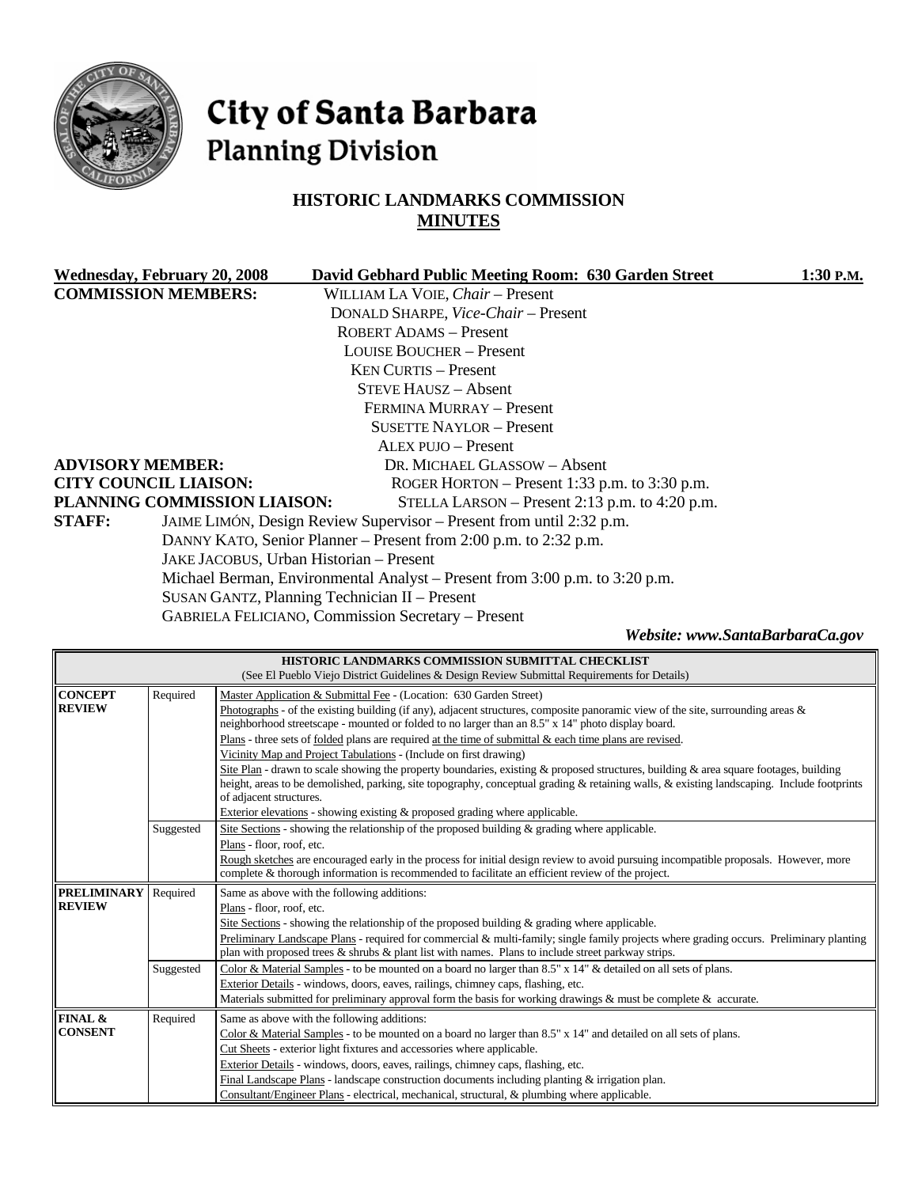# City of Santa Barbara
## Planning Division

### HISTORIC LANDMARKS COMMISSION
### MINUTES

**Wednesday, February 20, 2008** **David Gebhard Public Meeting Room: 630 Garden Street** **1:30 P.M.**

**COMMISSION MEMBERS:**
WILLIAM LA VOIE, *Chair* – Present
DONALD SHARPE, *Vice-Chair* – Present
ROBERT ADAMS – Present
LOUISE BOUCHER – Present
KEN CURTIS – Present
STEVE HAUSZ – Absent
FERMINA MURRAY – Present
SUSETTE NAYLOR – Present
ALEX PUJO – Present

**ADVISORY MEMBER:** DR. MICHAEL GLASSOW – Absent

**CITY COUNCIL LIAISON:** ROGER HORTON – Present 1:33 p.m. to 3:30 p.m.

**PLANNING COMMISSION LIAISON:** STELLA LARSON – Present 2:13 p.m. to 4:20 p.m.

**STAFF:**
JAIME LIMÓN, Design Review Supervisor – Present from until 2:32 p.m.
DANNY KATO, Senior Planner – Present from 2:00 p.m. to 2:32 p.m.
JAKE JACOBUS, Urban Historian – Present
Michael Berman, Environmental Analyst – Present from 3:00 p.m. to 3:20 p.m.
SUSAN GANTZ, Planning Technician II – Present
GABRIELA FELICIANO, Commission Secretary – Present

***Website: www.SantaBarbaraCa.gov***

| **HISTORIC LANDMARKS COMMISSION SUBMITTAL CHECKLIST** (See El Pueblo Viejo District Guidelines & Design Review Submittal Requirements for Details) | | |
|---|---|---|
| **CONCEPT REVIEW** | Required | Master Application & Submittal Fee - (Location: 630 Garden Street)<br>Photographs - of the existing building (if any), adjacent structures, composite panoramic view of the site, surrounding areas & neighborhood streetscape - mounted or folded to no larger than an 8.5" x 14" photo display board.<br>Plans - three sets of folded plans are required at the time of submittal & each time plans are revised.<br>Vicinity Map and Project Tabulations - (Include on first drawing)<br>Site Plan - drawn to scale showing the property boundaries, existing & proposed structures, building & area square footages, building height, areas to be demolished, parking, site topography, conceptual grading & retaining walls, & existing landscaping. Include footprints of adjacent structures.<br>Exterior elevations - showing existing & proposed grading where applicable. |
| | Suggested | Site Sections - showing the relationship of the proposed building & grading where applicable.<br>Plans - floor, roof, etc.<br>Rough sketches are encouraged early in the process for initial design review to avoid pursuing incompatible proposals. However, more complete & thorough information is recommended to facilitate an efficient review of the project. |
| **PRELIMINARY REVIEW** | Required | Same as above with the following additions:<br>Plans - floor, roof, etc.<br>Site Sections - showing the relationship of the proposed building & grading where applicable.<br>Preliminary Landscape Plans - required for commercial & multi-family; single family projects where grading occurs. Preliminary planting plan with proposed trees & shrubs & plant list with names. Plans to include street parkway strips. |
| | Suggested | Color & Material Samples - to be mounted on a board no larger than 8.5" x 14" & detailed on all sets of plans.<br>Exterior Details - windows, doors, eaves, railings, chimney caps, flashing, etc.<br>Materials submitted for preliminary approval form the basis for working drawings & must be complete & accurate. |
| **FINAL & CONSENT** | Required | Same as above with the following additions:<br>Color & Material Samples - to be mounted on a board no larger than 8.5" x 14" and detailed on all sets of plans.<br>Cut Sheets - exterior light fixtures and accessories where applicable.<br>Exterior Details - windows, doors, eaves, railings, chimney caps, flashing, etc.<br>Final Landscape Plans - landscape construction documents including planting & irrigation plan.<br>Consultant/Engineer Plans - electrical, mechanical, structural, & plumbing where applicable. |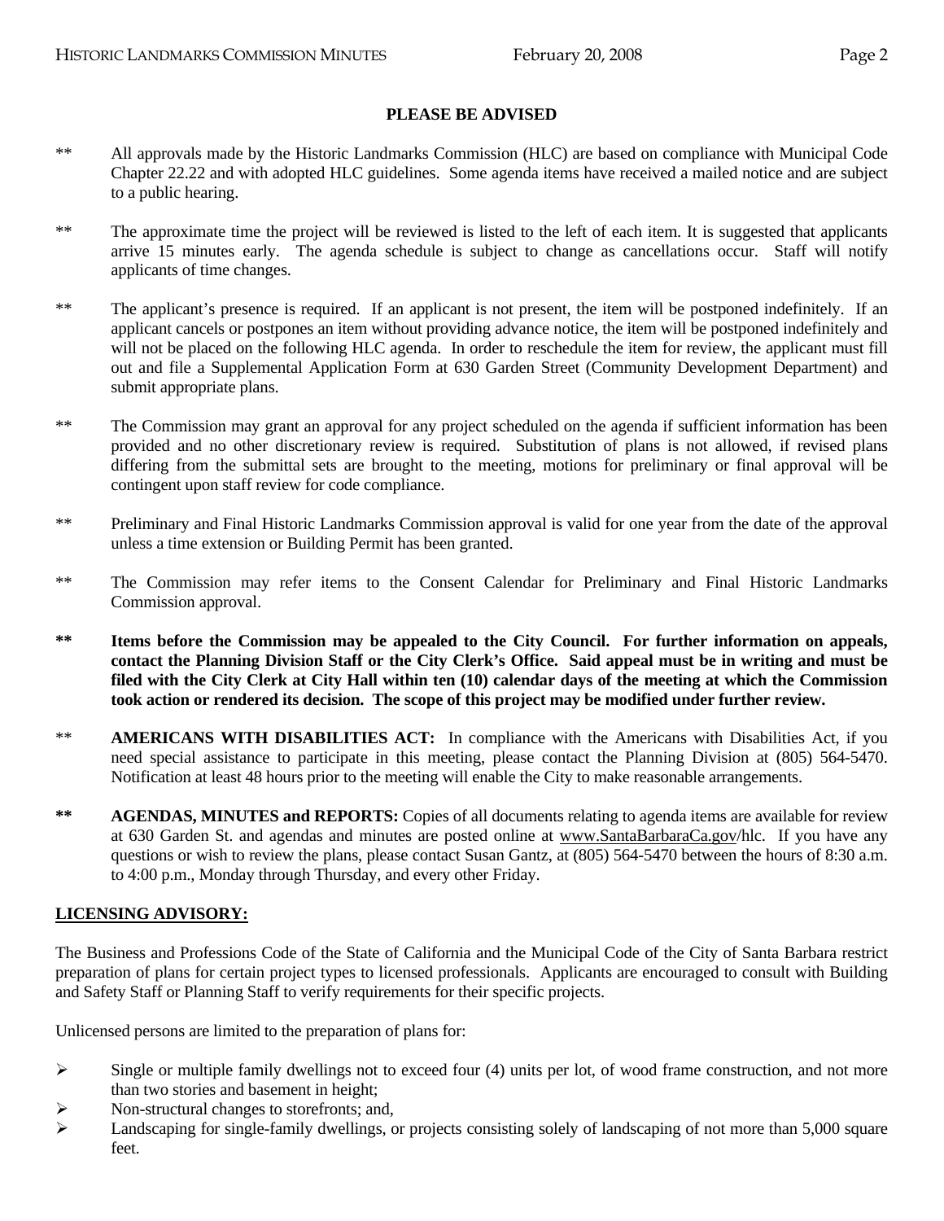**PLEASE BE ADVISED**

** All approvals made by the Historic Landmarks Commission (HLC) are based on compliance with Municipal Code Chapter 22.22 and with adopted HLC guidelines. Some agenda items have received a mailed notice and are subject to a public hearing.

** The approximate time the project will be reviewed is listed to the left of each item. It is suggested that applicants arrive 15 minutes early. The agenda schedule is subject to change as cancellations occur. Staff will notify applicants of time changes.

** The applicant's presence is required. If an applicant is not present, the item will be postponed indefinitely. If an applicant cancels or postpones an item without providing advance notice, the item will be postponed indefinitely and will not be placed on the following HLC agenda. In order to reschedule the item for review, the applicant must fill out and file a Supplemental Application Form at 630 Garden Street (Community Development Department) and submit appropriate plans.

** The Commission may grant an approval for any project scheduled on the agenda if sufficient information has been provided and no other discretionary review is required. Substitution of plans is not allowed, if revised plans differing from the submittal sets are brought to the meeting, motions for preliminary or final approval will be contingent upon staff review for code compliance.

** Preliminary and Final Historic Landmarks Commission approval is valid for one year from the date of the approval unless a time extension or Building Permit has been granted.

** The Commission may refer items to the Consent Calendar for Preliminary and Final Historic Landmarks Commission approval.

**\*\* Items before the Commission may be appealed to the City Council. For further information on appeals, contact the Planning Division Staff or the City Clerk's Office. Said appeal must be in writing and must be filed with the City Clerk at City Hall within ten (10) calendar days of the meeting at which the Commission took action or rendered its decision. The scope of this project may be modified under further review.**

** **AMERICANS WITH DISABILITIES ACT:** In compliance with the Americans with Disabilities Act, if you need special assistance to participate in this meeting, please contact the Planning Division at (805) 564-5470. Notification at least 48 hours prior to the meeting will enable the City to make reasonable arrangements.

**\*\*** **AGENDAS, MINUTES and REPORTS:** Copies of all documents relating to agenda items are available for review at 630 Garden St. and agendas and minutes are posted online at www.SantaBarbaraCa.gov/hlc. If you have any questions or wish to review the plans, please contact Susan Gantz, at (805) 564-5470 between the hours of 8:30 a.m. to 4:00 p.m., Monday through Thursday, and every other Friday.

**LICENSING ADVISORY:**

The Business and Professions Code of the State of California and the Municipal Code of the City of Santa Barbara restrict preparation of plans for certain project types to licensed professionals. Applicants are encouraged to consult with Building and Safety Staff or Planning Staff to verify requirements for their specific projects.

Unlicensed persons are limited to the preparation of plans for:

- Single or multiple family dwellings not to exceed four (4) units per lot, of wood frame construction, and not more than two stories and basement in height;
- Non-structural changes to storefronts; and,
- Landscaping for single-family dwellings, or projects consisting solely of landscaping of not more than 5,000 square feet.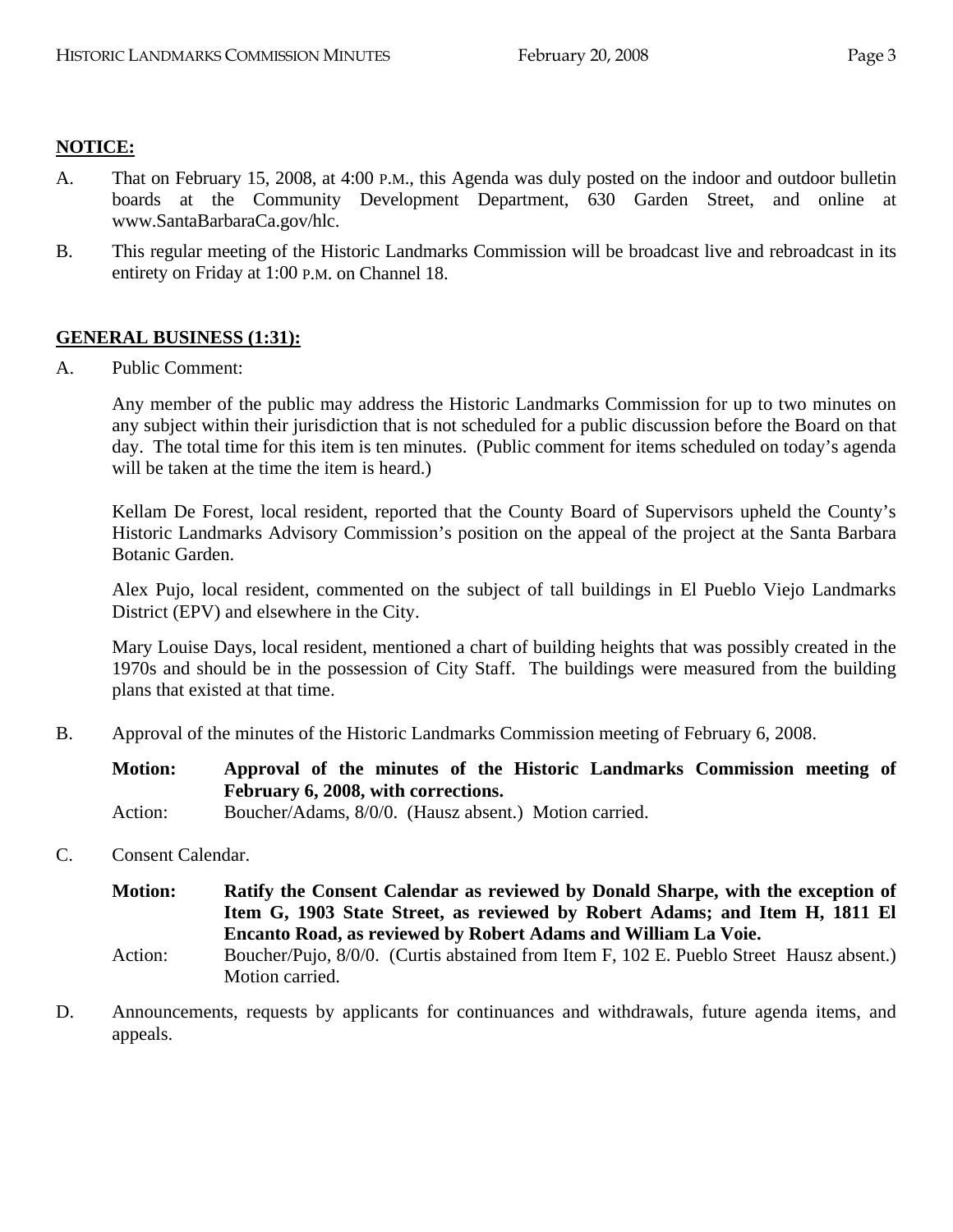**NOTICE:**

A. That on February 15, 2008, at 4:00 P.M., this Agenda was duly posted on the indoor and outdoor bulletin boards at the Community Development Department, 630 Garden Street, and online at www.SantaBarbaraCa.gov/hlc.

B. This regular meeting of the Historic Landmarks Commission will be broadcast live and rebroadcast in its entirety on Friday at 1:00 P.M. on Channel 18.

**GENERAL BUSINESS (1:31):**

A. Public Comment:

Any member of the public may address the Historic Landmarks Commission for up to two minutes on any subject within their jurisdiction that is not scheduled for a public discussion before the Board on that day. The total time for this item is ten minutes. (Public comment for items scheduled on today's agenda will be taken at the time the item is heard.)

Kellam De Forest, local resident, reported that the County Board of Supervisors upheld the County's Historic Landmarks Advisory Commission's position on the appeal of the project at the Santa Barbara Botanic Garden.

Alex Pujo, local resident, commented on the subject of tall buildings in El Pueblo Viejo Landmarks District (EPV) and elsewhere in the City.

Mary Louise Days, local resident, mentioned a chart of building heights that was possibly created in the 1970s and should be in the possession of City Staff. The buildings were measured from the building plans that existed at that time.

B. Approval of the minutes of the Historic Landmarks Commission meeting of February 6, 2008.

**Motion:** **Approval of the minutes of the Historic Landmarks Commission meeting of February 6, 2008, with corrections.**
Action: Boucher/Adams, 8/0/0. (Hausz absent.) Motion carried.

C. Consent Calendar.

**Motion:** **Ratify the Consent Calendar as reviewed by Donald Sharpe, with the exception of Item G, 1903 State Street, as reviewed by Robert Adams; and Item H, 1811 El Encanto Road, as reviewed by Robert Adams and William La Voie.**
Action: Boucher/Pujo, 8/0/0. (Curtis abstained from Item F, 102 E. Pueblo Street Hausz absent.) Motion carried.

D. Announcements, requests by applicants for continuances and withdrawals, future agenda items, and appeals.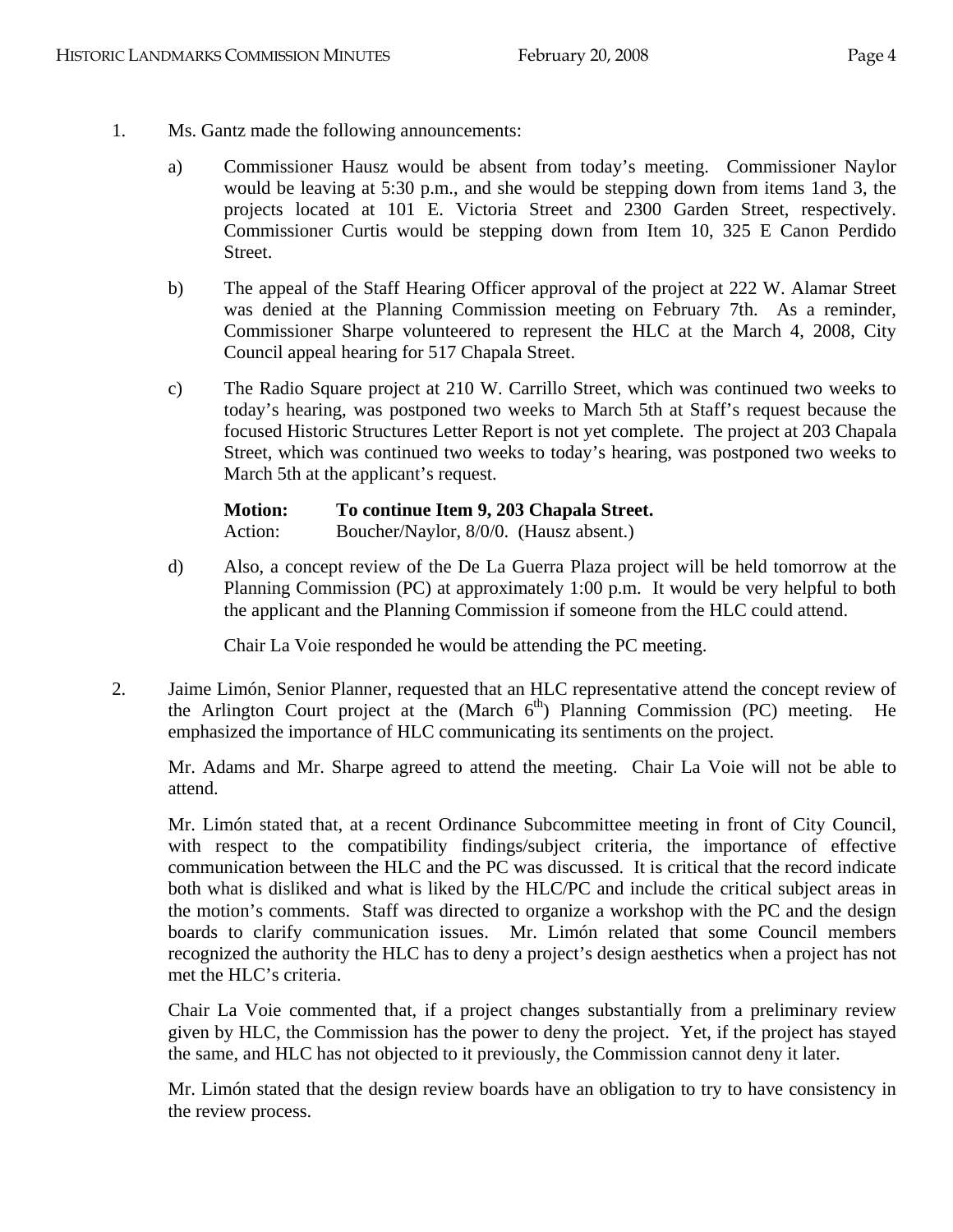1. Ms. Gantz made the following announcements:

   a) Commissioner Hausz would be absent from today's meeting. Commissioner Naylor would be leaving at 5:30 p.m., and she would be stepping down from items 1and 3, the projects located at 101 E. Victoria Street and 2300 Garden Street, respectively. Commissioner Curtis would be stepping down from Item 10, 325 E Canon Perdido Street.

   b) The appeal of the Staff Hearing Officer approval of the project at 222 W. Alamar Street was denied at the Planning Commission meeting on February 7th. As a reminder, Commissioner Sharpe volunteered to represent the HLC at the March 4, 2008, City Council appeal hearing for 517 Chapala Street.

   c) The Radio Square project at 210 W. Carrillo Street, which was continued two weeks to today's hearing, was postponed two weeks to March 5th at Staff's request because the focused Historic Structures Letter Report is not yet complete. The project at 203 Chapala Street, which was continued two weeks to today's hearing, was postponed two weeks to March 5th at the applicant's request.

      **Motion: To continue Item 9, 203 Chapala Street.**
      Action: Boucher/Naylor, 8/0/0. (Hausz absent.)

   d) Also, a concept review of the De La Guerra Plaza project will be held tomorrow at the Planning Commission (PC) at approximately 1:00 p.m. It would be very helpful to both the applicant and the Planning Commission if someone from the HLC could attend.

      Chair La Voie responded he would be attending the PC meeting.

2. Jaime Limón, Senior Planner, requested that an HLC representative attend the concept review of the Arlington Court project at the (March 6th) Planning Commission (PC) meeting. He emphasized the importance of HLC communicating its sentiments on the project.

   Mr. Adams and Mr. Sharpe agreed to attend the meeting. Chair La Voie will not be able to attend.

   Mr. Limón stated that, at a recent Ordinance Subcommittee meeting in front of City Council, with respect to the compatibility findings/subject criteria, the importance of effective communication between the HLC and the PC was discussed. It is critical that the record indicate both what is disliked and what is liked by the HLC/PC and include the critical subject areas in the motion's comments. Staff was directed to organize a workshop with the PC and the design boards to clarify communication issues. Mr. Limón related that some Council members recognized the authority the HLC has to deny a project's design aesthetics when a project has not met the HLC's criteria.

   Chair La Voie commented that, if a project changes substantially from a preliminary review given by HLC, the Commission has the power to deny the project. Yet, if the project has stayed the same, and HLC has not objected to it previously, the Commission cannot deny it later.

   Mr. Limón stated that the design review boards have an obligation to try to have consistency in the review process.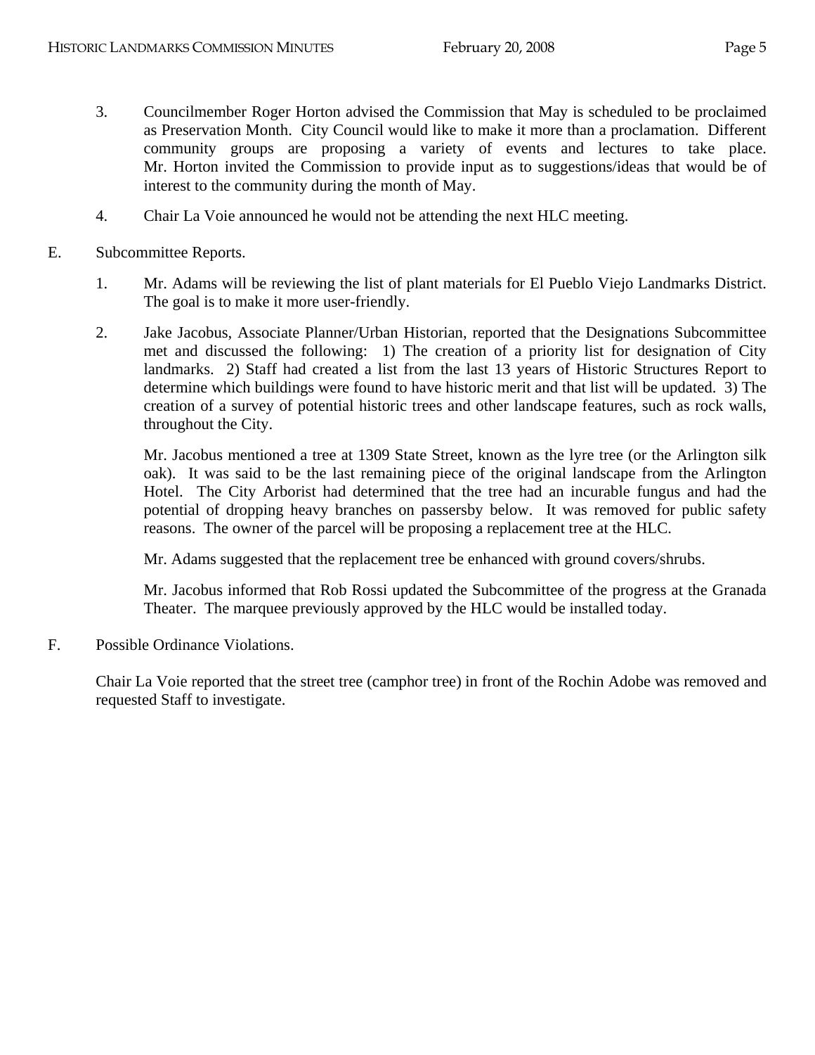3. Councilmember Roger Horton advised the Commission that May is scheduled to be proclaimed as Preservation Month. City Council would like to make it more than a proclamation. Different community groups are proposing a variety of events and lectures to take place. Mr. Horton invited the Commission to provide input as to suggestions/ideas that would be of interest to the community during the month of May.

4. Chair La Voie announced he would not be attending the next HLC meeting.

E. Subcommittee Reports.

1. Mr. Adams will be reviewing the list of plant materials for El Pueblo Viejo Landmarks District. The goal is to make it more user-friendly.

2. Jake Jacobus, Associate Planner/Urban Historian, reported that the Designations Subcommittee met and discussed the following: 1) The creation of a priority list for designation of City landmarks. 2) Staff had created a list from the last 13 years of Historic Structures Report to determine which buildings were found to have historic merit and that list will be updated. 3) The creation of a survey of potential historic trees and other landscape features, such as rock walls, throughout the City.

   Mr. Jacobus mentioned a tree at 1309 State Street, known as the lyre tree (or the Arlington silk oak). It was said to be the last remaining piece of the original landscape from the Arlington Hotel. The City Arborist had determined that the tree had an incurable fungus and had the potential of dropping heavy branches on passersby below. It was removed for public safety reasons. The owner of the parcel will be proposing a replacement tree at the HLC.

   Mr. Adams suggested that the replacement tree be enhanced with ground covers/shrubs.

   Mr. Jacobus informed that Rob Rossi updated the Subcommittee of the progress at the Granada Theater. The marquee previously approved by the HLC would be installed today.

F. Possible Ordinance Violations.

Chair La Voie reported that the street tree (camphor tree) in front of the Rochin Adobe was removed and requested Staff to investigate.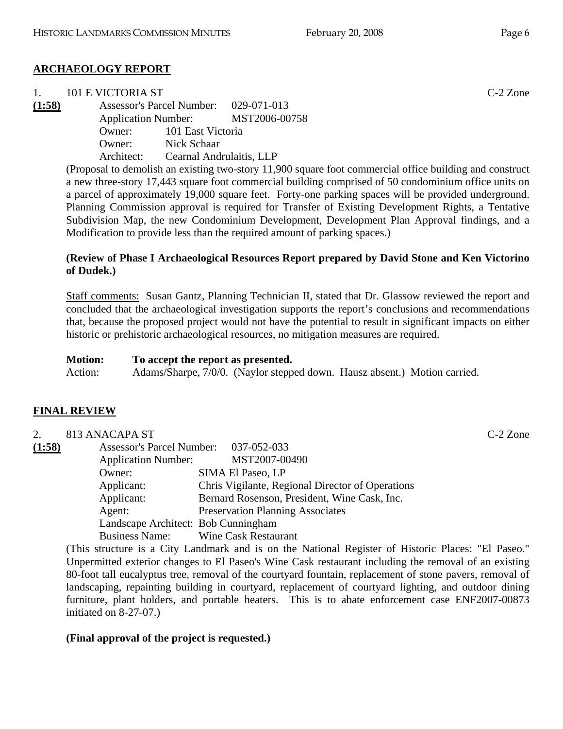## ARCHAEOLOGY REPORT

1. 101 E VICTORIA ST C-2 Zone

**(1:58)**

Assessor's Parcel Number: 029-071-013
Application Number: MST2006-00758
Owner: 101 East Victoria
Owner: Nick Schaar
Architect: Cearnal Andrulaitis, LLP

(Proposal to demolish an existing two-story 11,900 square foot commercial office building and construct a new three-story 17,443 square foot commercial building comprised of 50 condominium office units on a parcel of approximately 19,000 square feet. Forty-one parking spaces will be provided underground. Planning Commission approval is required for Transfer of Existing Development Rights, a Tentative Subdivision Map, the new Condominium Development, Development Plan Approval findings, and a Modification to provide less than the required amount of parking spaces.)

**(Review of Phase I Archaeological Resources Report prepared by David Stone and Ken Victorino of Dudek.)**

Staff comments: Susan Gantz, Planning Technician II, stated that Dr. Glassow reviewed the report and concluded that the archaeological investigation supports the report's conclusions and recommendations that, because the proposed project would not have the potential to result in significant impacts on either historic or prehistoric archaeological resources, no mitigation measures are required.

**Motion:** **To accept the report as presented.**
Action: Adams/Sharpe, 7/0/0. (Naylor stepped down. Hausz absent.) Motion carried.

## FINAL REVIEW

2. 813 ANACAPA ST C-2 Zone

**(1:58)**

Assessor's Parcel Number: 037-052-033
Application Number: MST2007-00490
Owner: SIMA El Paseo, LP
Applicant: Chris Vigilante, Regional Director of Operations
Applicant: Bernard Rosenson, President, Wine Cask, Inc.
Agent: Preservation Planning Associates
Landscape Architect: Bob Cunningham
Business Name: Wine Cask Restaurant

(This structure is a City Landmark and is on the National Register of Historic Places: "El Paseo." Unpermitted exterior changes to El Paseo's Wine Cask restaurant including the removal of an existing 80-foot tall eucalyptus tree, removal of the courtyard fountain, replacement of stone pavers, removal of landscaping, repainting building in courtyard, replacement of courtyard lighting, and outdoor dining furniture, plant holders, and portable heaters. This is to abate enforcement case ENF2007-00873 initiated on 8-27-07.)

**(Final approval of the project is requested.)**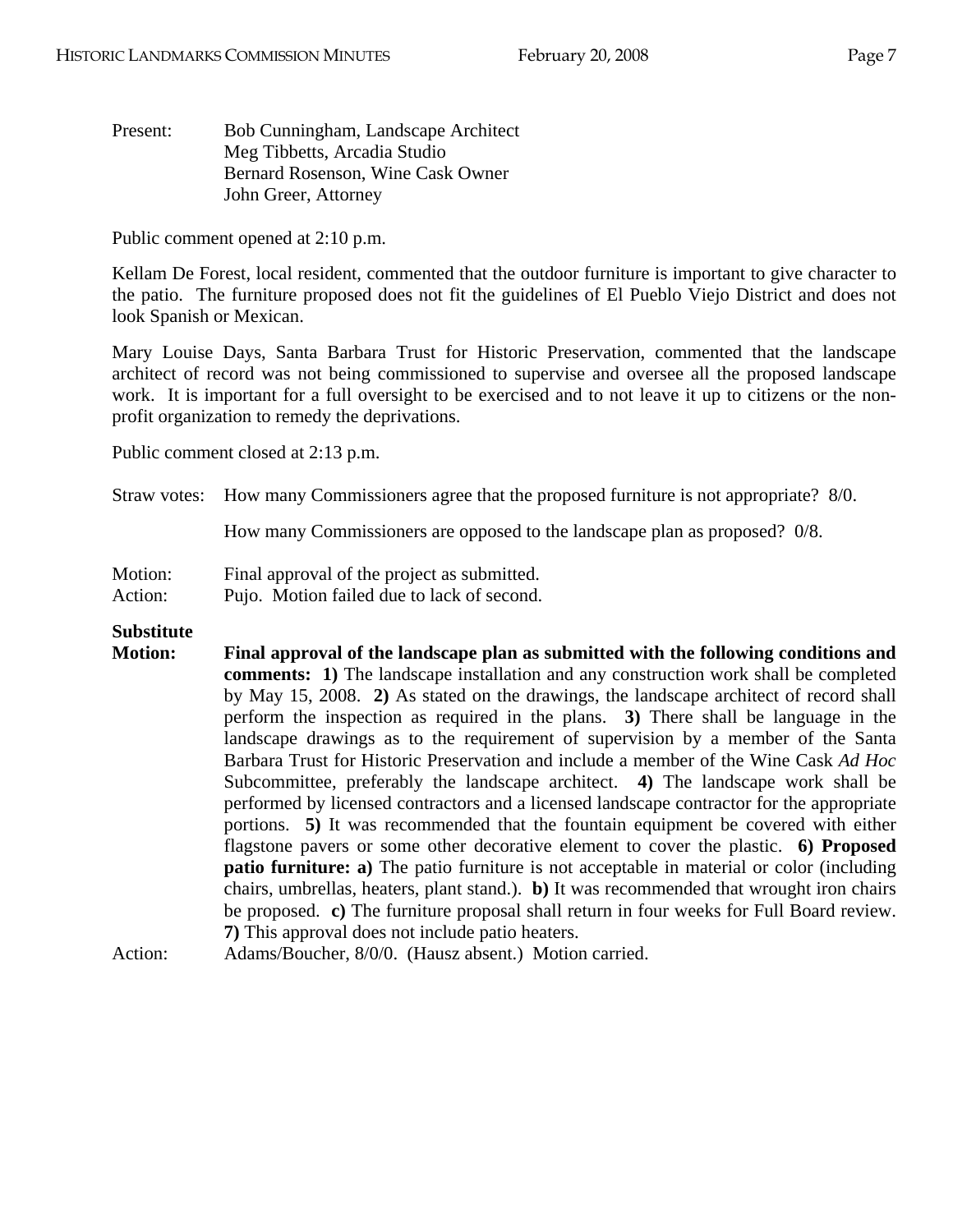Present: Bob Cunningham, Landscape Architect
Meg Tibbetts, Arcadia Studio
Bernard Rosenson, Wine Cask Owner
John Greer, Attorney

Public comment opened at 2:10 p.m.

Kellam De Forest, local resident, commented that the outdoor furniture is important to give character to the patio. The furniture proposed does not fit the guidelines of El Pueblo Viejo District and does not look Spanish or Mexican.

Mary Louise Days, Santa Barbara Trust for Historic Preservation, commented that the landscape architect of record was not being commissioned to supervise and oversee all the proposed landscape work. It is important for a full oversight to be exercised and to not leave it up to citizens or the non-profit organization to remedy the deprivations.

Public comment closed at 2:13 p.m.

Straw votes: How many Commissioners agree that the proposed furniture is not appropriate? 8/0.

How many Commissioners are opposed to the landscape plan as proposed? 0/8.

Motion: Final approval of the project as submitted.
Action: Pujo. Motion failed due to lack of second.

**Substitute Motion:** **Final approval of the landscape plan as submitted with the following conditions and comments: 1)** The landscape installation and any construction work shall be completed by May 15, 2008. **2)** As stated on the drawings, the landscape architect of record shall perform the inspection as required in the plans. **3)** There shall be language in the landscape drawings as to the requirement of supervision by a member of the Santa Barbara Trust for Historic Preservation and include a member of the Wine Cask *Ad Hoc* Subcommittee, preferably the landscape architect. **4)** The landscape work shall be performed by licensed contractors and a licensed landscape contractor for the appropriate portions. **5)** It was recommended that the fountain equipment be covered with either flagstone pavers or some other decorative element to cover the plastic. **6) Proposed patio furniture: a)** The patio furniture is not acceptable in material or color (including chairs, umbrellas, heaters, plant stand.). **b)** It was recommended that wrought iron chairs be proposed. **c)** The furniture proposal shall return in four weeks for Full Board review. **7)** This approval does not include patio heaters.

Action: Adams/Boucher, 8/0/0. (Hausz absent.) Motion carried.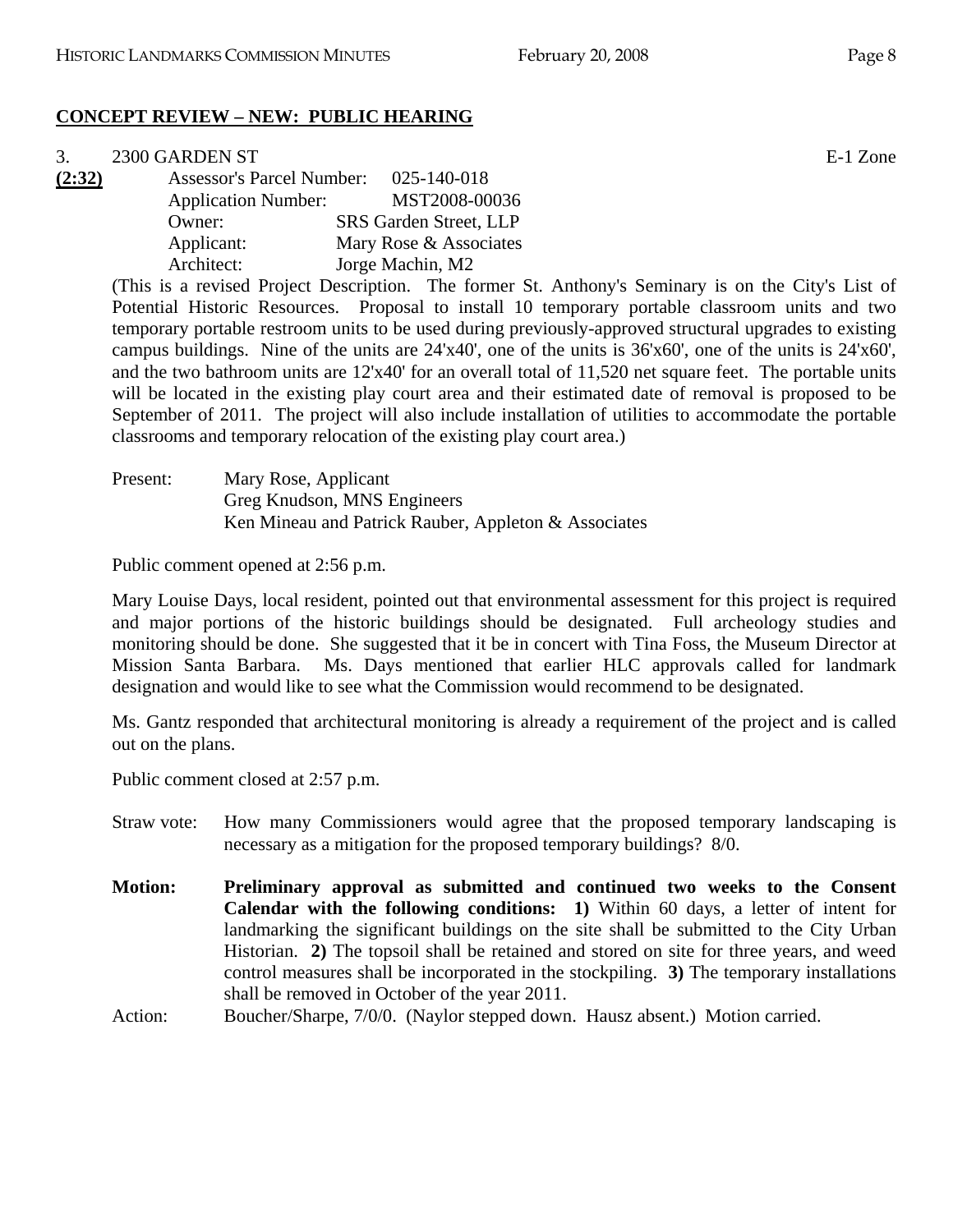## CONCEPT REVIEW – NEW: PUBLIC HEARING

3. 2300 GARDEN ST E-1 Zone

**(2:32)**

Assessor's Parcel Number: 025-140-018
Application Number: MST2008-00036
Owner: SRS Garden Street, LLP
Applicant: Mary Rose & Associates
Architect: Jorge Machin, M2

(This is a revised Project Description. The former St. Anthony's Seminary is on the City's List of Potential Historic Resources. Proposal to install 10 temporary portable classroom units and two temporary portable restroom units to be used during previously-approved structural upgrades to existing campus buildings. Nine of the units are 24'x40', one of the units is 36'x60', one of the units is 24'x60', and the two bathroom units are 12'x40' for an overall total of 11,520 net square feet. The portable units will be located in the existing play court area and their estimated date of removal is proposed to be September of 2011. The project will also include installation of utilities to accommodate the portable classrooms and temporary relocation of the existing play court area.)

Present: Mary Rose, Applicant
Greg Knudson, MNS Engineers
Ken Mineau and Patrick Rauber, Appleton & Associates

Public comment opened at 2:56 p.m.

Mary Louise Days, local resident, pointed out that environmental assessment for this project is required and major portions of the historic buildings should be designated. Full archeology studies and monitoring should be done. She suggested that it be in concert with Tina Foss, the Museum Director at Mission Santa Barbara. Ms. Days mentioned that earlier HLC approvals called for landmark designation and would like to see what the Commission would recommend to be designated.

Ms. Gantz responded that architectural monitoring is already a requirement of the project and is called out on the plans.

Public comment closed at 2:57 p.m.

Straw vote: How many Commissioners would agree that the proposed temporary landscaping is necessary as a mitigation for the proposed temporary buildings? 8/0.

**Motion: Preliminary approval as submitted and continued two weeks to the Consent Calendar with the following conditions: 1)** Within 60 days, a letter of intent for landmarking the significant buildings on the site shall be submitted to the City Urban Historian. **2)** The topsoil shall be retained and stored on site for three years, and weed control measures shall be incorporated in the stockpiling. **3)** The temporary installations shall be removed in October of the year 2011.

Action: Boucher/Sharpe, 7/0/0. (Naylor stepped down. Hausz absent.) Motion carried.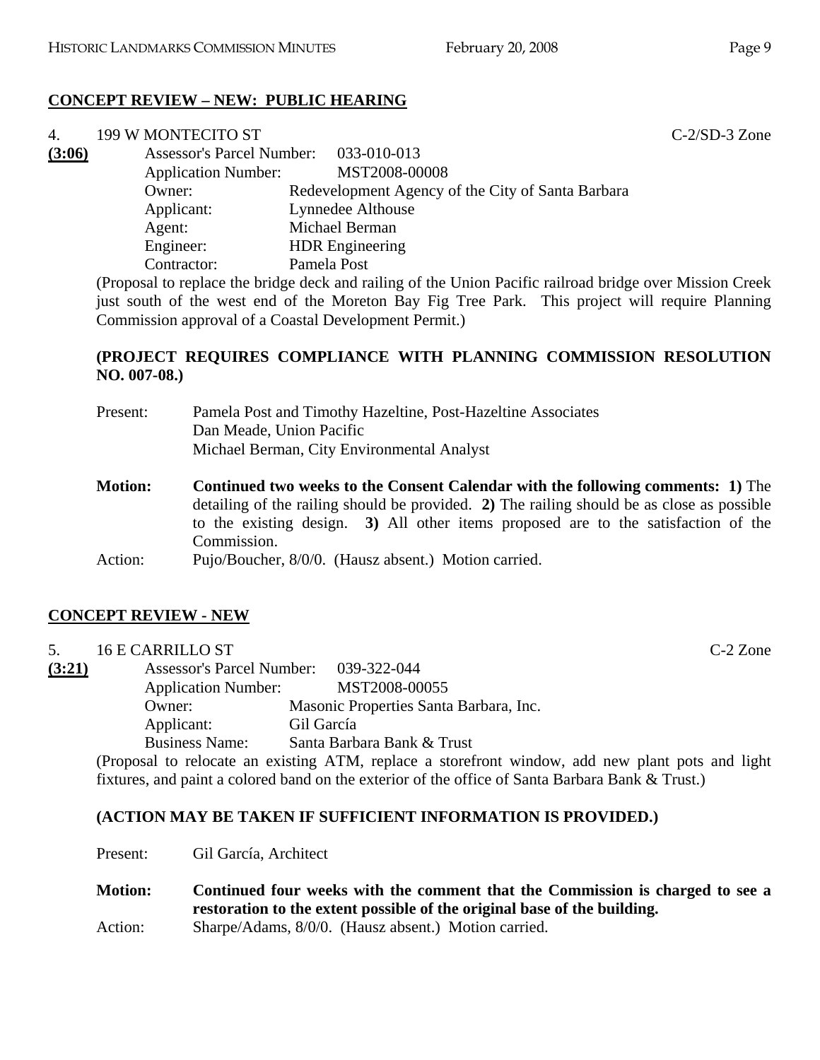**CONCEPT REVIEW – NEW: PUBLIC HEARING**

4. 199 W MONTECITO ST C-2/SD-3 Zone

**(3:06)**

Assessor's Parcel Number: 033-010-013
Application Number: MST2008-00008
Owner: Redevelopment Agency of the City of Santa Barbara
Applicant: Lynnedee Althouse
Agent: Michael Berman
Engineer: HDR Engineering
Contractor: Pamela Post

(Proposal to replace the bridge deck and railing of the Union Pacific railroad bridge over Mission Creek just south of the west end of the Moreton Bay Fig Tree Park. This project will require Planning Commission approval of a Coastal Development Permit.)

**(PROJECT REQUIRES COMPLIANCE WITH PLANNING COMMISSION RESOLUTION NO. 007-08.)**

Present: Pamela Post and Timothy Hazeltine, Post-Hazeltine Associates
Dan Meade, Union Pacific
Michael Berman, City Environmental Analyst

**Motion:** **Continued two weeks to the Consent Calendar with the following comments: 1)** The detailing of the railing should be provided. **2)** The railing should be as close as possible to the existing design. **3)** All other items proposed are to the satisfaction of the Commission.

Action: Pujo/Boucher, 8/0/0. (Hausz absent.) Motion carried.

**CONCEPT REVIEW - NEW**

5. 16 E CARRILLO ST C-2 Zone

**(3:21)**

Assessor's Parcel Number: 039-322-044
Application Number: MST2008-00055
Owner: Masonic Properties Santa Barbara, Inc.
Applicant: Gil García
Business Name: Santa Barbara Bank & Trust

(Proposal to relocate an existing ATM, replace a storefront window, add new plant pots and light fixtures, and paint a colored band on the exterior of the office of Santa Barbara Bank & Trust.)

**(ACTION MAY BE TAKEN IF SUFFICIENT INFORMATION IS PROVIDED.)**

Present: Gil García, Architect

**Motion:** **Continued four weeks with the comment that the Commission is charged to see a restoration to the extent possible of the original base of the building.**

Action: Sharpe/Adams, 8/0/0. (Hausz absent.) Motion carried.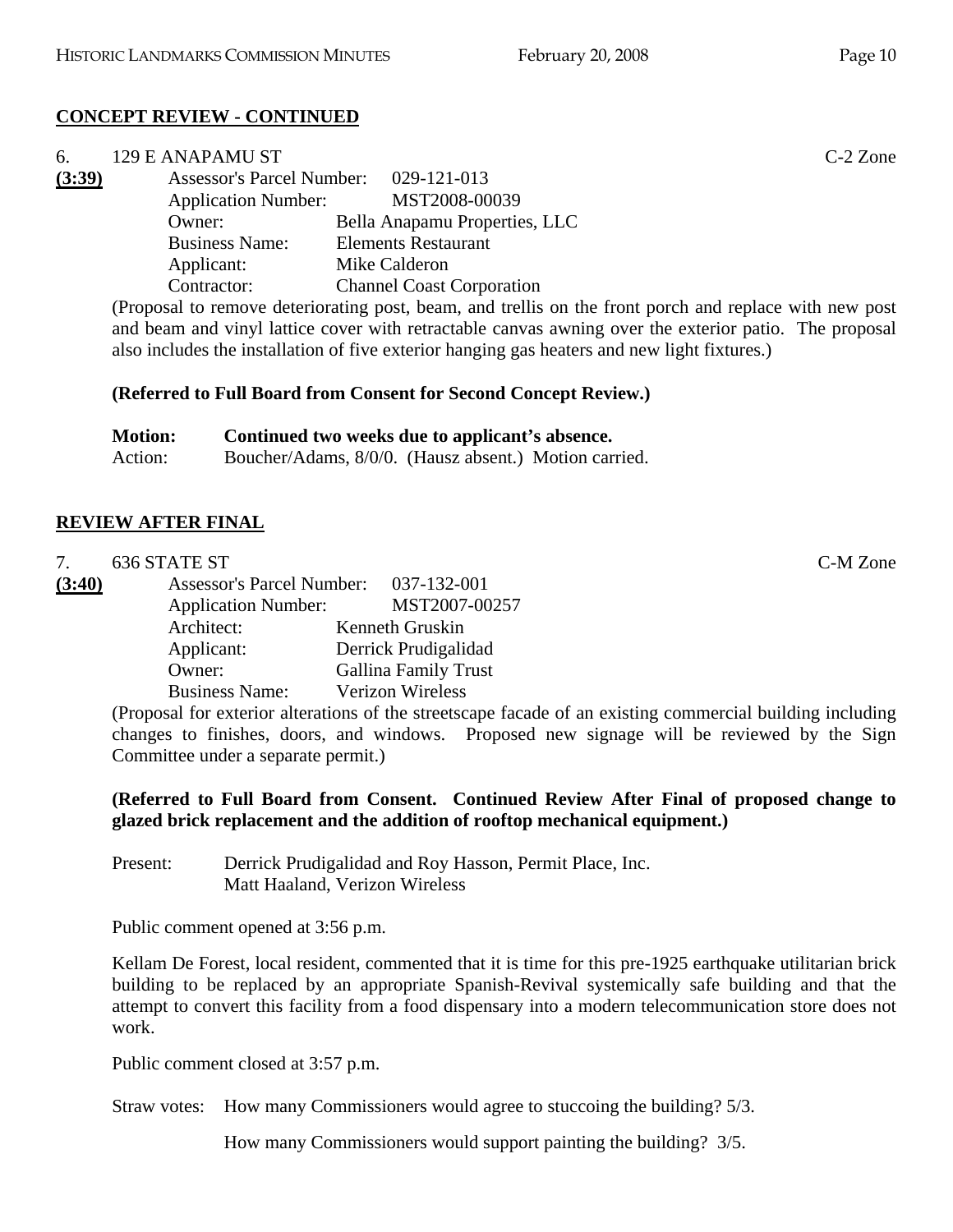**CONCEPT REVIEW - CONTINUED**

6. 129 E ANAPAMU ST C-2 Zone

**(3:39)** Assessor's Parcel Number: 029-121-013
Application Number: MST2008-00039
Owner: Bella Anapamu Properties, LLC
Business Name: Elements Restaurant
Applicant: Mike Calderon
Contractor: Channel Coast Corporation

(Proposal to remove deteriorating post, beam, and trellis on the front porch and replace with new post and beam and vinyl lattice cover with retractable canvas awning over the exterior patio. The proposal also includes the installation of five exterior hanging gas heaters and new light fixtures.)

**(Referred to Full Board from Consent for Second Concept Review.)**

**Motion:** **Continued two weeks due to applicant's absence.**
Action: Boucher/Adams, 8/0/0. (Hausz absent.) Motion carried.

**REVIEW AFTER FINAL**

7. 636 STATE ST C-M Zone

**(3:40)** Assessor's Parcel Number: 037-132-001
Application Number: MST2007-00257
Architect: Kenneth Gruskin
Applicant: Derrick Prudigalidad
Owner: Gallina Family Trust
Business Name: Verizon Wireless

(Proposal for exterior alterations of the streetscape facade of an existing commercial building including changes to finishes, doors, and windows. Proposed new signage will be reviewed by the Sign Committee under a separate permit.)

**(Referred to Full Board from Consent. Continued Review After Final of proposed change to glazed brick replacement and the addition of rooftop mechanical equipment.)**

Present: Derrick Prudigalidad and Roy Hasson, Permit Place, Inc.
Matt Haaland, Verizon Wireless

Public comment opened at 3:56 p.m.

Kellam De Forest, local resident, commented that it is time for this pre-1925 earthquake utilitarian brick building to be replaced by an appropriate Spanish-Revival systemically safe building and that the attempt to convert this facility from a food dispensary into a modern telecommunication store does not work.

Public comment closed at 3:57 p.m.

Straw votes: How many Commissioners would agree to stuccoing the building? 5/3.

How many Commissioners would support painting the building? 3/5.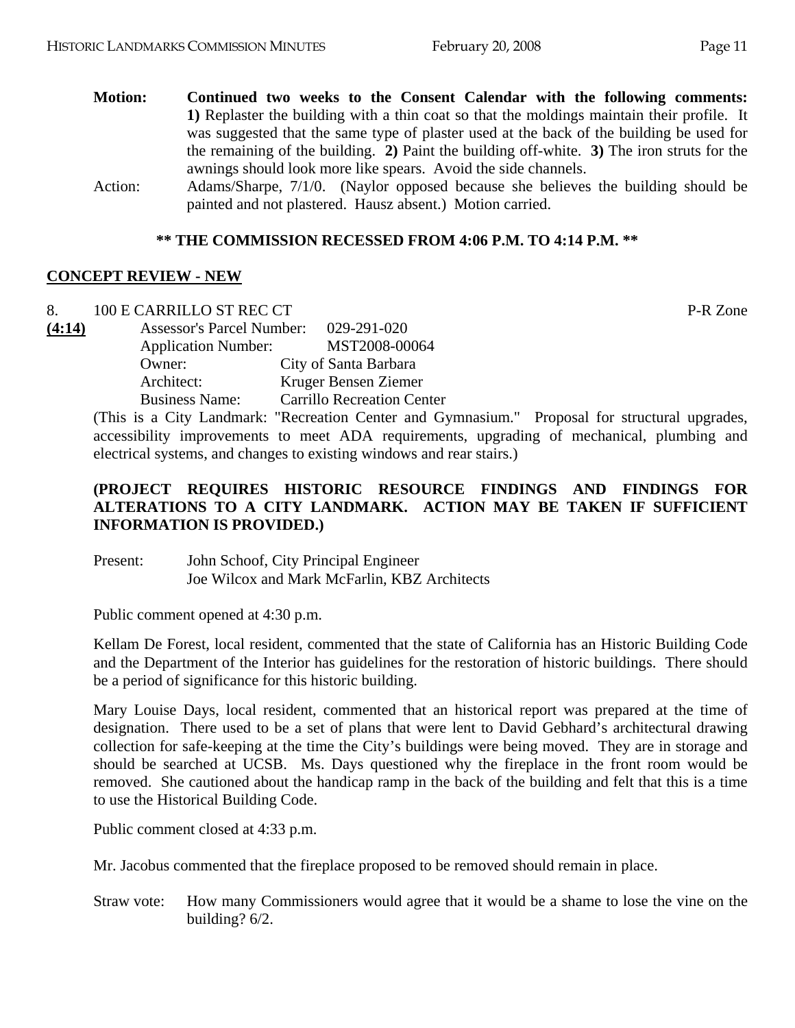**Motion:** **Continued two weeks to the Consent Calendar with the following comments:** **1)** Replaster the building with a thin coat so that the moldings maintain their profile. It was suggested that the same type of plaster used at the back of the building be used for the remaining of the building. **2)** Paint the building off-white. **3)** The iron struts for the awnings should look more like spears. Avoid the side channels.

Action: Adams/Sharpe, 7/1/0. (Naylor opposed because she believes the building should be painted and not plastered. Hausz absent.) Motion carried.

**\*\* THE COMMISSION RECESSED FROM 4:06 P.M. TO 4:14 P.M. \*\***

## CONCEPT REVIEW - NEW

8. 100 E CARRILLO ST REC CT — P-R Zone

**(4:14)**

Assessor's Parcel Number: 029-291-020
Application Number: MST2008-00064
Owner: City of Santa Barbara
Architect: Kruger Bensen Ziemer
Business Name: Carrillo Recreation Center

(This is a City Landmark: "Recreation Center and Gymnasium." Proposal for structural upgrades, accessibility improvements to meet ADA requirements, upgrading of mechanical, plumbing and electrical systems, and changes to existing windows and rear stairs.)

**(PROJECT REQUIRES HISTORIC RESOURCE FINDINGS AND FINDINGS FOR ALTERATIONS TO A CITY LANDMARK. ACTION MAY BE TAKEN IF SUFFICIENT INFORMATION IS PROVIDED.)**

Present: John Schoof, City Principal Engineer
Joe Wilcox and Mark McFarlin, KBZ Architects

Public comment opened at 4:30 p.m.

Kellam De Forest, local resident, commented that the state of California has an Historic Building Code and the Department of the Interior has guidelines for the restoration of historic buildings. There should be a period of significance for this historic building.

Mary Louise Days, local resident, commented that an historical report was prepared at the time of designation. There used to be a set of plans that were lent to David Gebhard's architectural drawing collection for safe-keeping at the time the City's buildings were being moved. They are in storage and should be searched at UCSB. Ms. Days questioned why the fireplace in the front room would be removed. She cautioned about the handicap ramp in the back of the building and felt that this is a time to use the Historical Building Code.

Public comment closed at 4:33 p.m.

Mr. Jacobus commented that the fireplace proposed to be removed should remain in place.

Straw vote: How many Commissioners would agree that it would be a shame to lose the vine on the building? 6/2.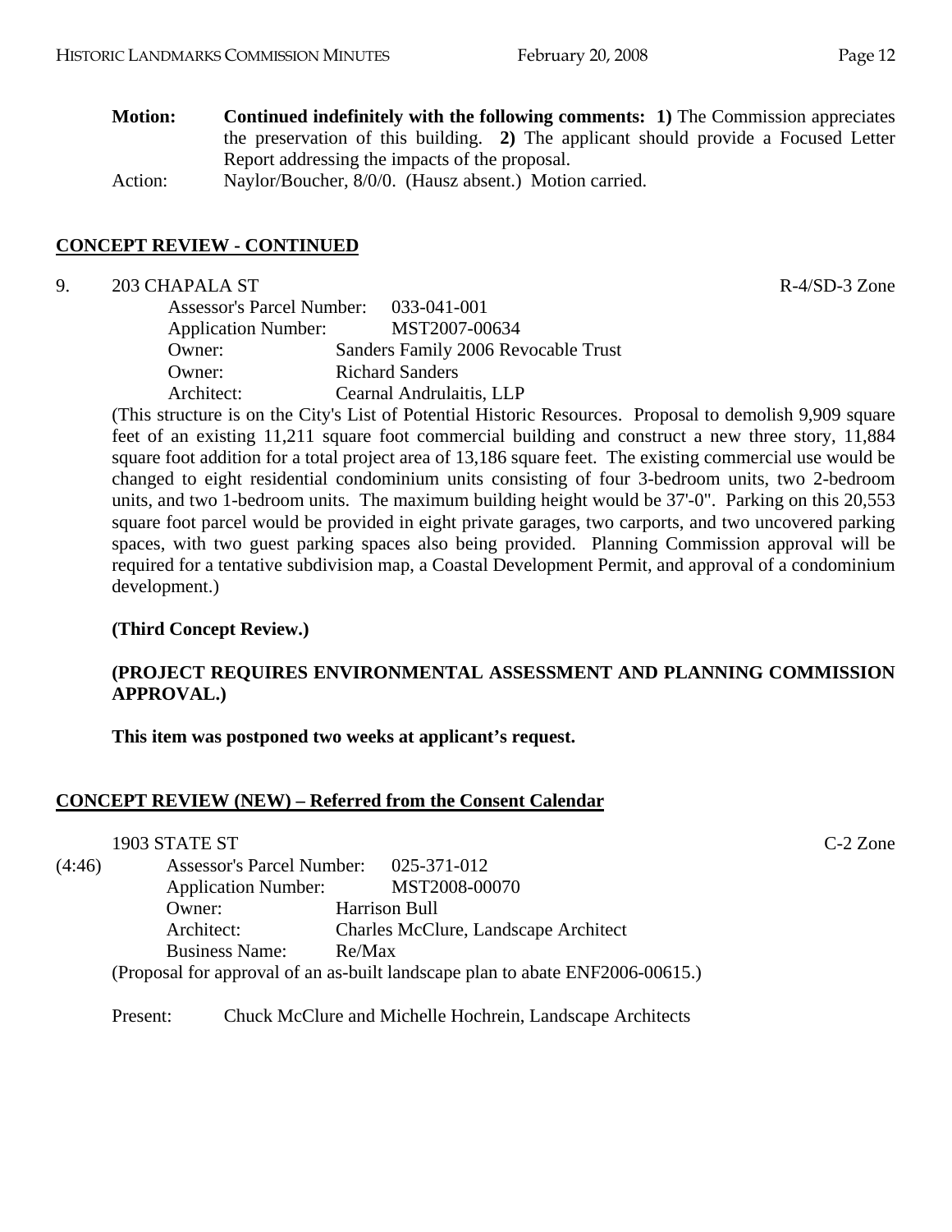**Motion:** **Continued indefinitely with the following comments: 1)** The Commission appreciates the preservation of this building. **2)** The applicant should provide a Focused Letter Report addressing the impacts of the proposal.

Action: Naylor/Boucher, 8/0/0. (Hausz absent.) Motion carried.

## CONCEPT REVIEW - CONTINUED

9. 203 CHAPALA ST R-4/SD-3 Zone

Assessor's Parcel Number: 033-041-001
Application Number: MST2007-00634
Owner: Sanders Family 2006 Revocable Trust
Owner: Richard Sanders
Architect: Cearnal Andrulaitis, LLP

(This structure is on the City's List of Potential Historic Resources. Proposal to demolish 9,909 square feet of an existing 11,211 square foot commercial building and construct a new three story, 11,884 square foot addition for a total project area of 13,186 square feet. The existing commercial use would be changed to eight residential condominium units consisting of four 3-bedroom units, two 2-bedroom units, and two 1-bedroom units. The maximum building height would be 37'-0". Parking on this 20,553 square foot parcel would be provided in eight private garages, two carports, and two uncovered parking spaces, with two guest parking spaces also being provided. Planning Commission approval will be required for a tentative subdivision map, a Coastal Development Permit, and approval of a condominium development.)

**(Third Concept Review.)**

**(PROJECT REQUIRES ENVIRONMENTAL ASSESSMENT AND PLANNING COMMISSION APPROVAL.)**

**This item was postponed two weeks at applicant's request.**

## CONCEPT REVIEW (NEW) – Referred from the Consent Calendar

1903 STATE ST C-2 Zone

(4:46) Assessor's Parcel Number: 025-371-012
Application Number: MST2008-00070
Owner: Harrison Bull
Architect: Charles McClure, Landscape Architect
Business Name: Re/Max

(Proposal for approval of an as-built landscape plan to abate ENF2006-00615.)

Present: Chuck McClure and Michelle Hochrein, Landscape Architects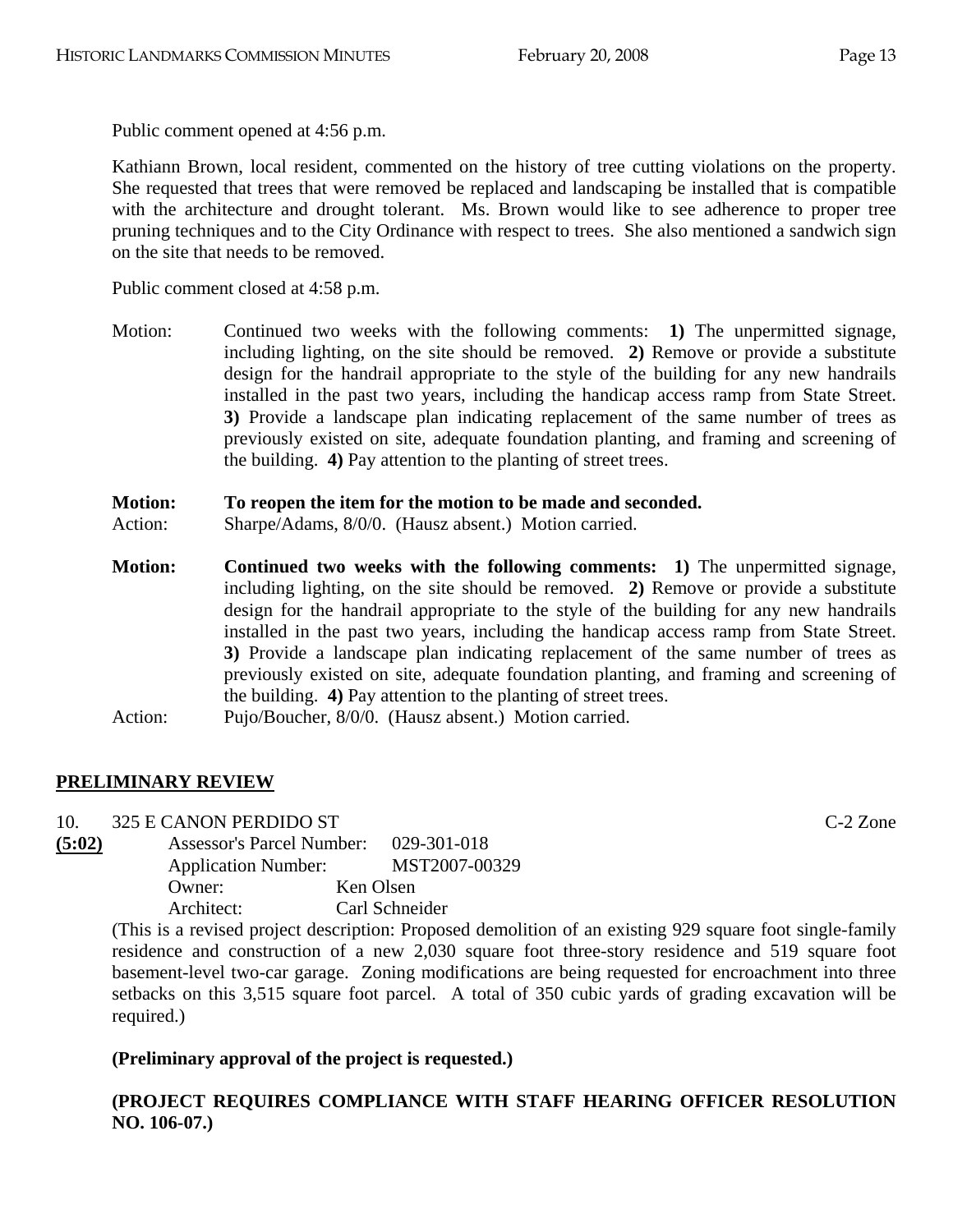Public comment opened at 4:56 p.m.

Kathiann Brown, local resident, commented on the history of tree cutting violations on the property. She requested that trees that were removed be replaced and landscaping be installed that is compatible with the architecture and drought tolerant. Ms. Brown would like to see adherence to proper tree pruning techniques and to the City Ordinance with respect to trees. She also mentioned a sandwich sign on the site that needs to be removed.

Public comment closed at 4:58 p.m.

Motion: Continued two weeks with the following comments: **1)** The unpermitted signage, including lighting, on the site should be removed. **2)** Remove or provide a substitute design for the handrail appropriate to the style of the building for any new handrails installed in the past two years, including the handicap access ramp from State Street. **3)** Provide a landscape plan indicating replacement of the same number of trees as previously existed on site, adequate foundation planting, and framing and screening of the building. **4)** Pay attention to the planting of street trees.

**Motion: To reopen the item for the motion to be made and seconded.**
Action: Sharpe/Adams, 8/0/0. (Hausz absent.) Motion carried.

**Motion: Continued two weeks with the following comments: 1)** The unpermitted signage, including lighting, on the site should be removed. **2)** Remove or provide a substitute design for the handrail appropriate to the style of the building for any new handrails installed in the past two years, including the handicap access ramp from State Street. **3)** Provide a landscape plan indicating replacement of the same number of trees as previously existed on site, adequate foundation planting, and framing and screening of the building. **4)** Pay attention to the planting of street trees.
Action: Pujo/Boucher, 8/0/0. (Hausz absent.) Motion carried.

## PRELIMINARY REVIEW

10. 325 E CANON PERDIDO ST — C-2 Zone

**(5:02)**
Assessor's Parcel Number: 029-301-018
Application Number: MST2007-00329
Owner: Ken Olsen
Architect: Carl Schneider

(This is a revised project description: Proposed demolition of an existing 929 square foot single-family residence and construction of a new 2,030 square foot three-story residence and 519 square foot basement-level two-car garage. Zoning modifications are being requested for encroachment into three setbacks on this 3,515 square foot parcel. A total of 350 cubic yards of grading excavation will be required.)

**(Preliminary approval of the project is requested.)**

**(PROJECT REQUIRES COMPLIANCE WITH STAFF HEARING OFFICER RESOLUTION NO. 106-07.)**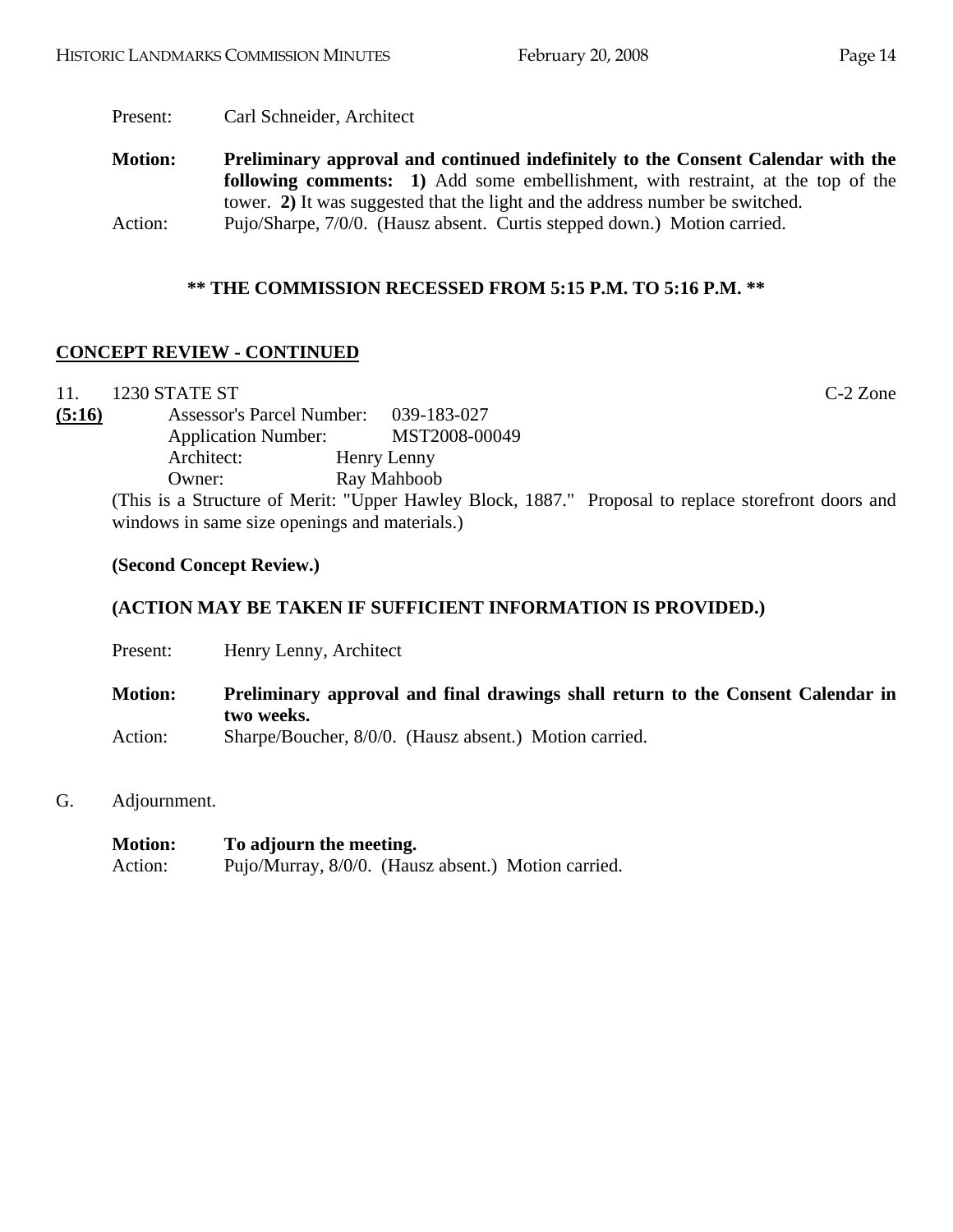Present: Carl Schneider, Architect

**Motion:** **Preliminary approval and continued indefinitely to the Consent Calendar with the following comments: 1)** Add some embellishment, with restraint, at the top of the tower. **2)** It was suggested that the light and the address number be switched.

Action: Pujo/Sharpe, 7/0/0. (Hausz absent. Curtis stepped down.) Motion carried.

**\*\* THE COMMISSION RECESSED FROM 5:15 P.M. TO 5:16 P.M. \*\***

**CONCEPT REVIEW - CONTINUED**

11. 1230 STATE ST C-2 Zone

**(5:16)**

Assessor's Parcel Number: 039-183-027
Application Number: MST2008-00049
Architect: Henry Lenny
Owner: Ray Mahboob

(This is a Structure of Merit: "Upper Hawley Block, 1887." Proposal to replace storefront doors and windows in same size openings and materials.)

**(Second Concept Review.)**

**(ACTION MAY BE TAKEN IF SUFFICIENT INFORMATION IS PROVIDED.)**

Present: Henry Lenny, Architect

**Motion:** **Preliminary approval and final drawings shall return to the Consent Calendar in two weeks.**

Action: Sharpe/Boucher, 8/0/0. (Hausz absent.) Motion carried.

G. Adjournment.

**Motion:** **To adjourn the meeting.**

Action: Pujo/Murray, 8/0/0. (Hausz absent.) Motion carried.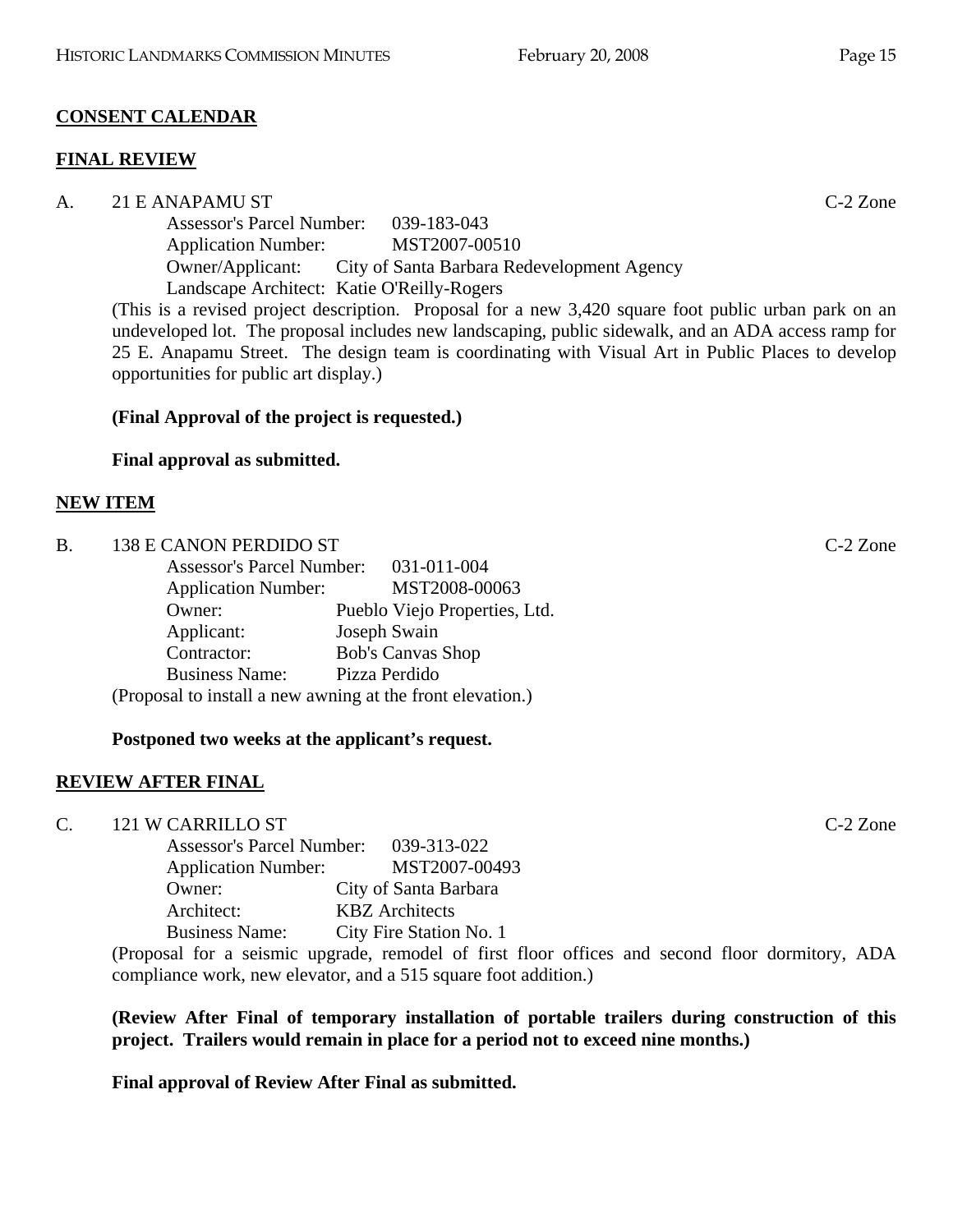**CONSENT CALENDAR**

**FINAL REVIEW**

A. 21 E ANAPAMU ST C-2 Zone

Assessor's Parcel Number: 039-183-043
Application Number: MST2007-00510
Owner/Applicant: City of Santa Barbara Redevelopment Agency
Landscape Architect: Katie O'Reilly-Rogers

(This is a revised project description. Proposal for a new 3,420 square foot public urban park on an undeveloped lot. The proposal includes new landscaping, public sidewalk, and an ADA access ramp for 25 E. Anapamu Street. The design team is coordinating with Visual Art in Public Places to develop opportunities for public art display.)

**(Final Approval of the project is requested.)**

**Final approval as submitted.**

**NEW ITEM**

B. 138 E CANON PERDIDO ST C-2 Zone

Assessor's Parcel Number: 031-011-004
Application Number: MST2008-00063
Owner: Pueblo Viejo Properties, Ltd.
Applicant: Joseph Swain
Contractor: Bob's Canvas Shop
Business Name: Pizza Perdido

(Proposal to install a new awning at the front elevation.)

**Postponed two weeks at the applicant's request.**

**REVIEW AFTER FINAL**

C. 121 W CARRILLO ST C-2 Zone

Assessor's Parcel Number: 039-313-022
Application Number: MST2007-00493
Owner: City of Santa Barbara
Architect: KBZ Architects
Business Name: City Fire Station No. 1

(Proposal for a seismic upgrade, remodel of first floor offices and second floor dormitory, ADA compliance work, new elevator, and a 515 square foot addition.)

**(Review After Final of temporary installation of portable trailers during construction of this project. Trailers would remain in place for a period not to exceed nine months.)**

**Final approval of Review After Final as submitted.**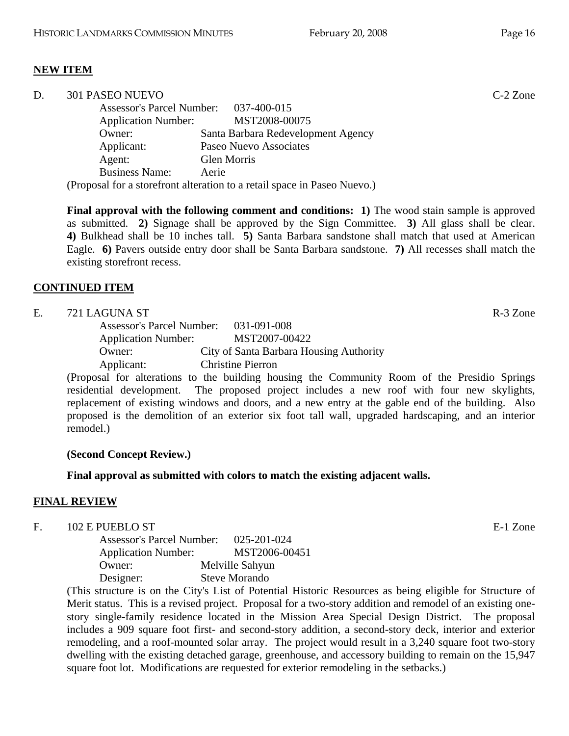**NEW ITEM**

D. 301 PASEO NUEVO C-2 Zone

Assessor's Parcel Number: 037-400-015
Application Number: MST2008-00075
Owner: Santa Barbara Redevelopment Agency
Applicant: Paseo Nuevo Associates
Agent: Glen Morris
Business Name: Aerie

(Proposal for a storefront alteration to a retail space in Paseo Nuevo.)

**Final approval with the following comment and conditions: 1)** The wood stain sample is approved as submitted. **2)** Signage shall be approved by the Sign Committee. **3)** All glass shall be clear. **4)** Bulkhead shall be 10 inches tall. **5)** Santa Barbara sandstone shall match that used at American Eagle. **6)** Pavers outside entry door shall be Santa Barbara sandstone. **7)** All recesses shall match the existing storefront recess.

**CONTINUED ITEM**

E. 721 LAGUNA ST R-3 Zone

Assessor's Parcel Number: 031-091-008
Application Number: MST2007-00422
Owner: City of Santa Barbara Housing Authority
Applicant: Christine Pierron

(Proposal for alterations to the building housing the Community Room of the Presidio Springs residential development. The proposed project includes a new roof with four new skylights, replacement of existing windows and doors, and a new entry at the gable end of the building. Also proposed is the demolition of an exterior six foot tall wall, upgraded hardscaping, and an interior remodel.)

**(Second Concept Review.)**

**Final approval as submitted with colors to match the existing adjacent walls.**

**FINAL REVIEW**

F. 102 E PUEBLO ST E-1 Zone

Assessor's Parcel Number: 025-201-024
Application Number: MST2006-00451
Owner: Melville Sahyun
Designer: Steve Morando

(This structure is on the City's List of Potential Historic Resources as being eligible for Structure of Merit status. This is a revised project. Proposal for a two-story addition and remodel of an existing one-story single-family residence located in the Mission Area Special Design District. The proposal includes a 909 square foot first- and second-story addition, a second-story deck, interior and exterior remodeling, and a roof-mounted solar array. The project would result in a 3,240 square foot two-story dwelling with the existing detached garage, greenhouse, and accessory building to remain on the 15,947 square foot lot. Modifications are requested for exterior remodeling in the setbacks.)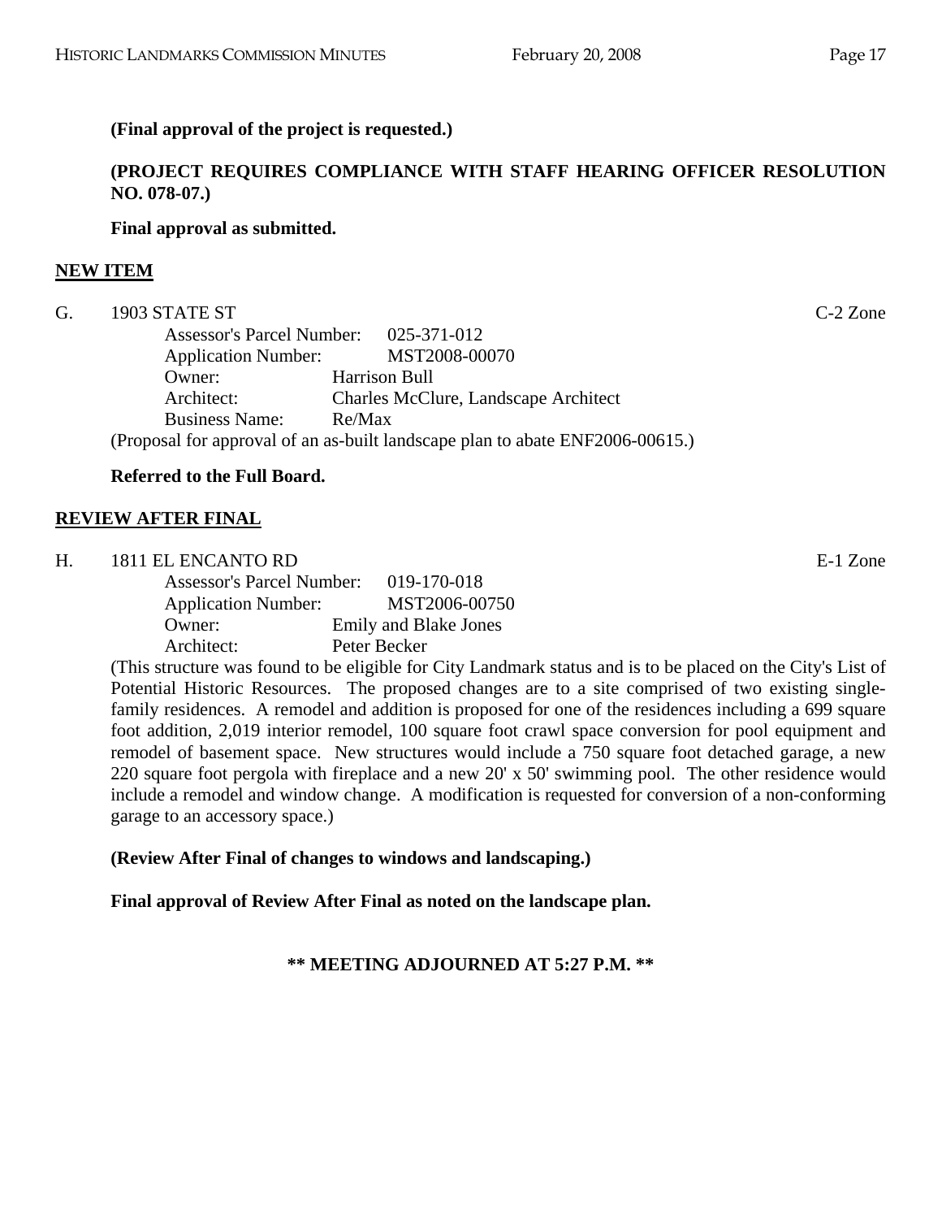**(Final approval of the project is requested.)**

**(PROJECT REQUIRES COMPLIANCE WITH STAFF HEARING OFFICER RESOLUTION NO. 078-07.)**

**Final approval as submitted.**

## NEW ITEM

G. 1903 STATE ST C-2 Zone

Assessor's Parcel Number: 025-371-012
Application Number: MST2008-00070
Owner: Harrison Bull
Architect: Charles McClure, Landscape Architect
Business Name: Re/Max

(Proposal for approval of an as-built landscape plan to abate ENF2006-00615.)

**Referred to the Full Board.**

## REVIEW AFTER FINAL

H. 1811 EL ENCANTO RD E-1 Zone

Assessor's Parcel Number: 019-170-018
Application Number: MST2006-00750
Owner: Emily and Blake Jones
Architect: Peter Becker

(This structure was found to be eligible for City Landmark status and is to be placed on the City's List of Potential Historic Resources. The proposed changes are to a site comprised of two existing single-family residences. A remodel and addition is proposed for one of the residences including a 699 square foot addition, 2,019 interior remodel, 100 square foot crawl space conversion for pool equipment and remodel of basement space. New structures would include a 750 square foot detached garage, a new 220 square foot pergola with fireplace and a new 20' x 50' swimming pool. The other residence would include a remodel and window change. A modification is requested for conversion of a non-conforming garage to an accessory space.)

**(Review After Final of changes to windows and landscaping.)**

**Final approval of Review After Final as noted on the landscape plan.**

**\*\* MEETING ADJOURNED AT 5:27 P.M. \*\***